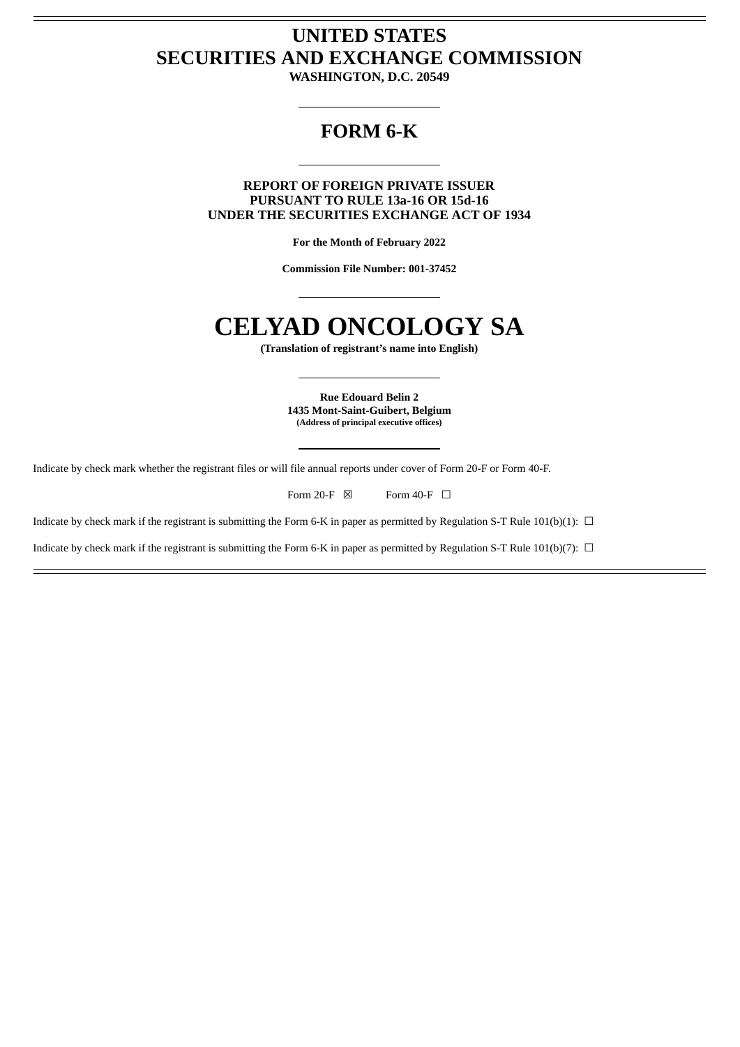# UNITED STATES
# SECURITIES AND EXCHANGE COMMISSION

**WASHINGTON, D.C. 20549**

---

## FORM 6-K

---

**REPORT OF FOREIGN PRIVATE ISSUER**
**PURSUANT TO RULE 13a-16 OR 15d-16**
**UNDER THE SECURITIES EXCHANGE ACT OF 1934**

**For the Month of February 2022**

**Commission File Number: 001-37452**

---

# CELYAD ONCOLOGY SA

**(Translation of registrant's name into English)**

---

**Rue Edouard Belin 2**
**1435 Mont-Saint-Guibert, Belgium**
**(Address of principal executive offices)**

---

Indicate by check mark whether the registrant files or will file annual reports under cover of Form 20-F or Form 40-F.

Form 20-F ☒ Form 40-F ☐

Indicate by check mark if the registrant is submitting the Form 6-K in paper as permitted by Regulation S-T Rule 101(b)(1): ☐

Indicate by check mark if the registrant is submitting the Form 6-K in paper as permitted by Regulation S-T Rule 101(b)(7): ☐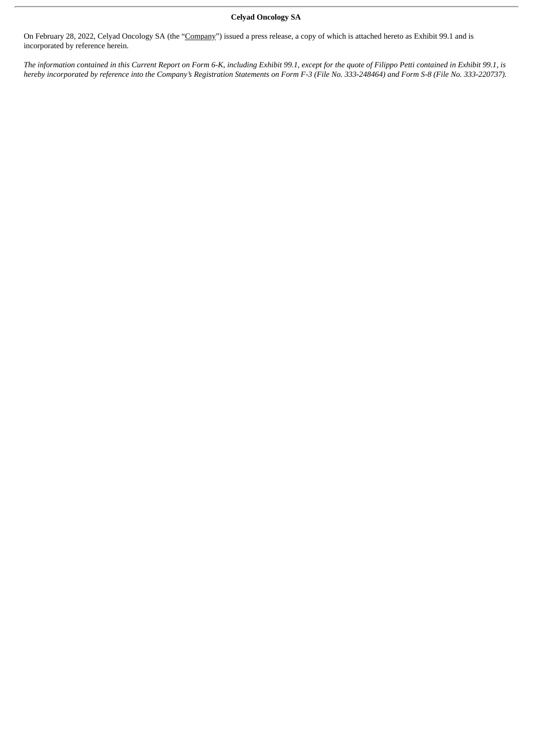**Celyad Oncology SA**

On February 28, 2022, Celyad Oncology SA (the "Company") issued a press release, a copy of which is attached hereto as Exhibit 99.1 and is incorporated by reference herein.

*The information contained in this Current Report on Form 6-K, including Exhibit 99.1, except for the quote of Filippo Petti contained in Exhibit 99.1, is hereby incorporated by reference into the Company's Registration Statements on Form F-3 (File No. 333-248464) and Form S-8 (File No. 333-220737).*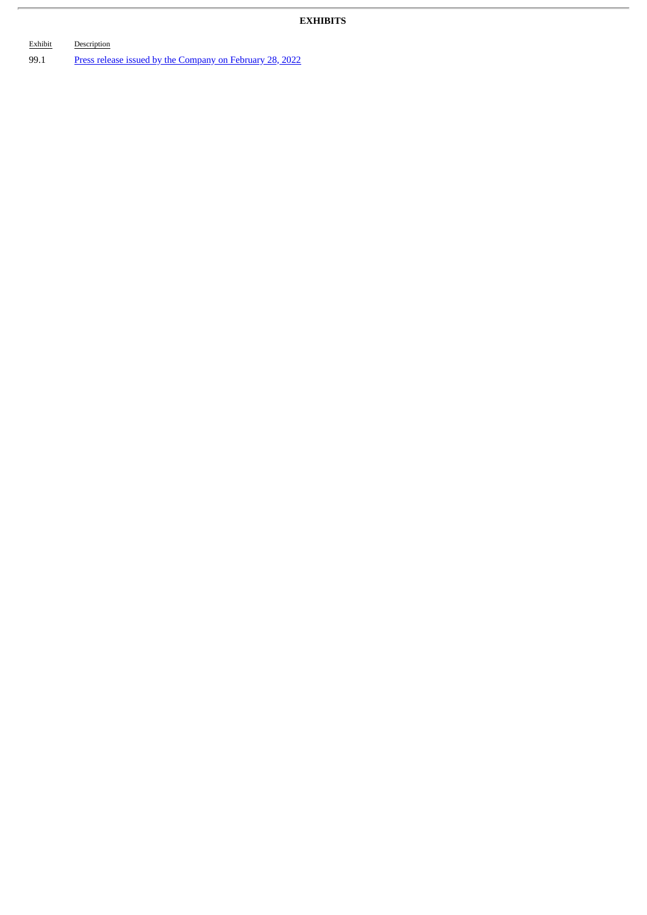**EXHIBITS**

| Exhibit | Description |
| --- | --- |
| 99.1 | Press release issued by the Company on February 28, 2022 |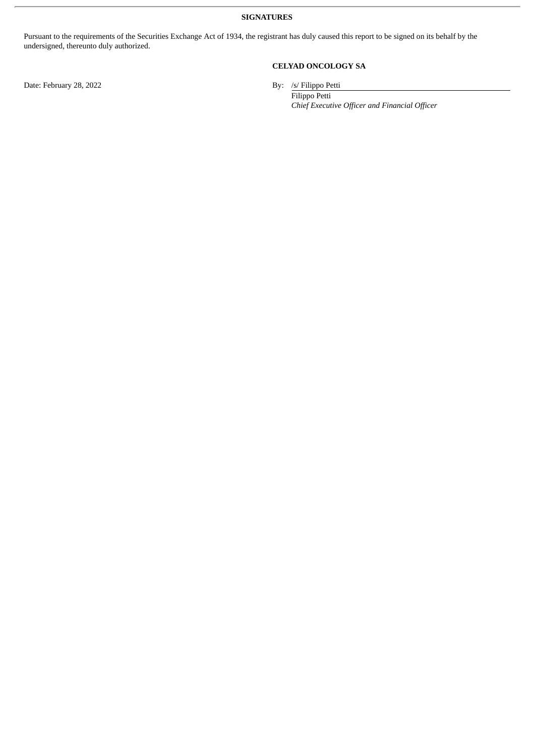**SIGNATURES**

Pursuant to the requirements of the Securities Exchange Act of 1934, the registrant has duly caused this report to be signed on its behalf by the undersigned, thereunto duly authorized.

**CELYAD ONCOLOGY SA**

Date: February 28, 2022

By: /s/ Filippo Petti

Filippo Petti

*Chief Executive Officer and Financial Officer*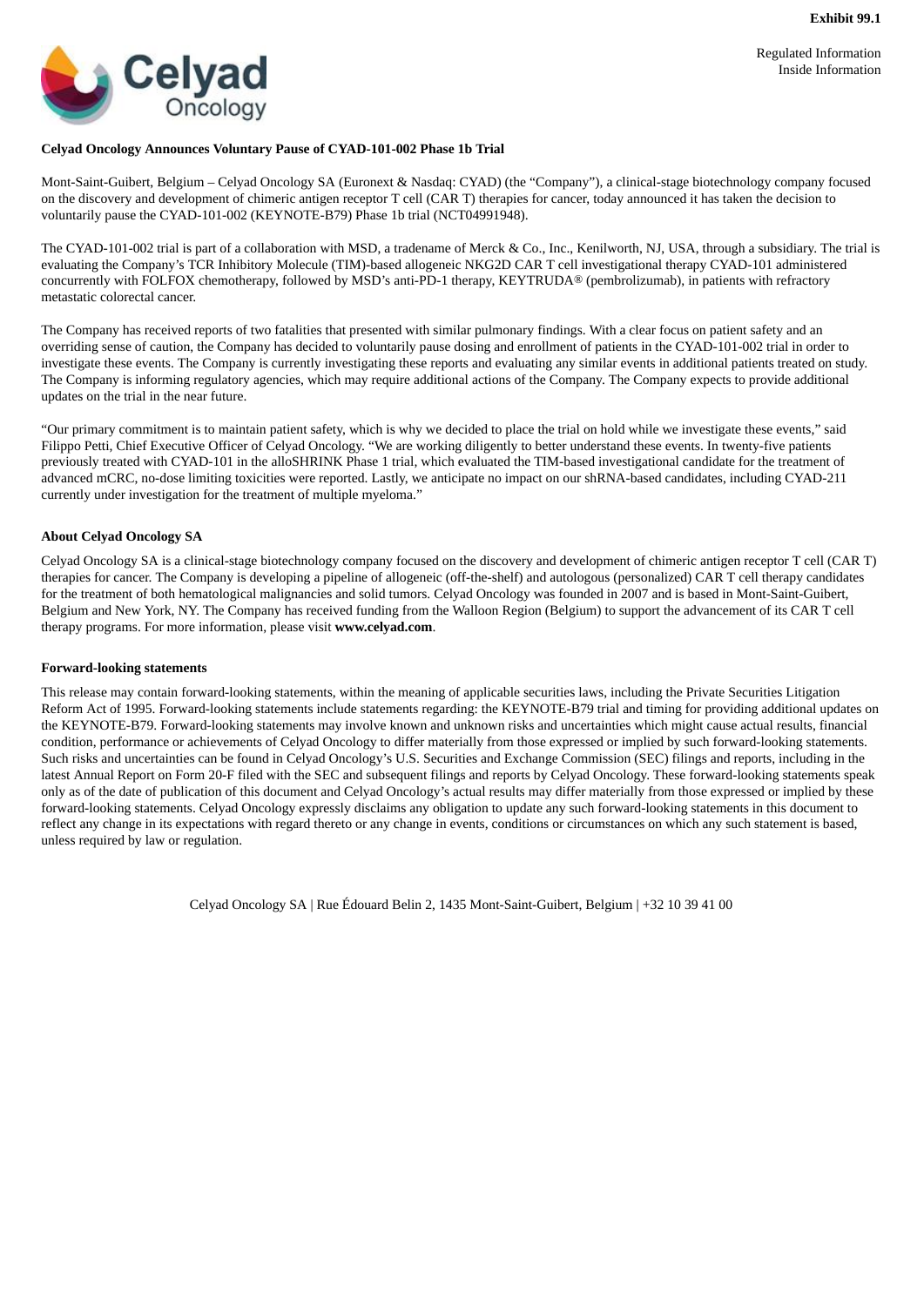Exhibit 99.1

Regulated Information
Inside Information

**Celyad Oncology Announces Voluntary Pause of CYAD-101-002 Phase 1b Trial**

Mont-Saint-Guibert, Belgium – Celyad Oncology SA (Euronext & Nasdaq: CYAD) (the "Company"), a clinical-stage biotechnology company focused on the discovery and development of chimeric antigen receptor T cell (CAR T) therapies for cancer, today announced it has taken the decision to voluntarily pause the CYAD-101-002 (KEYNOTE-B79) Phase 1b trial (NCT04991948).

The CYAD-101-002 trial is part of a collaboration with MSD, a tradename of Merck & Co., Inc., Kenilworth, NJ, USA, through a subsidiary. The trial is evaluating the Company's TCR Inhibitory Molecule (TIM)-based allogeneic NKG2D CAR T cell investigational therapy CYAD-101 administered concurrently with FOLFOX chemotherapy, followed by MSD's anti-PD-1 therapy, KEYTRUDA® (pembrolizumab), in patients with refractory metastatic colorectal cancer.

The Company has received reports of two fatalities that presented with similar pulmonary findings. With a clear focus on patient safety and an overriding sense of caution, the Company has decided to voluntarily pause dosing and enrollment of patients in the CYAD-101-002 trial in order to investigate these events. The Company is currently investigating these reports and evaluating any similar events in additional patients treated on study. The Company is informing regulatory agencies, which may require additional actions of the Company. The Company expects to provide additional updates on the trial in the near future.

"Our primary commitment is to maintain patient safety, which is why we decided to place the trial on hold while we investigate these events," said Filippo Petti, Chief Executive Officer of Celyad Oncology. "We are working diligently to better understand these events. In twenty-five patients previously treated with CYAD-101 in the alloSHRINK Phase 1 trial, which evaluated the TIM-based investigational candidate for the treatment of advanced mCRC, no-dose limiting toxicities were reported. Lastly, we anticipate no impact on our shRNA-based candidates, including CYAD-211 currently under investigation for the treatment of multiple myeloma."

**About Celyad Oncology SA**

Celyad Oncology SA is a clinical-stage biotechnology company focused on the discovery and development of chimeric antigen receptor T cell (CAR T) therapies for cancer. The Company is developing a pipeline of allogeneic (off-the-shelf) and autologous (personalized) CAR T cell therapy candidates for the treatment of both hematological malignancies and solid tumors. Celyad Oncology was founded in 2007 and is based in Mont-Saint-Guibert, Belgium and New York, NY. The Company has received funding from the Walloon Region (Belgium) to support the advancement of its CAR T cell therapy programs. For more information, please visit **www.celyad.com**.

**Forward-looking statements**

This release may contain forward-looking statements, within the meaning of applicable securities laws, including the Private Securities Litigation Reform Act of 1995. Forward-looking statements include statements regarding: the KEYNOTE-B79 trial and timing for providing additional updates on the KEYNOTE-B79. Forward-looking statements may involve known and unknown risks and uncertainties which might cause actual results, financial condition, performance or achievements of Celyad Oncology to differ materially from those expressed or implied by such forward-looking statements. Such risks and uncertainties can be found in Celyad Oncology's U.S. Securities and Exchange Commission (SEC) filings and reports, including in the latest Annual Report on Form 20-F filed with the SEC and subsequent filings and reports by Celyad Oncology. These forward-looking statements speak only as of the date of publication of this document and Celyad Oncology's actual results may differ materially from those expressed or implied by these forward-looking statements. Celyad Oncology expressly disclaims any obligation to update any such forward-looking statements in this document to reflect any change in its expectations with regard thereto or any change in events, conditions or circumstances on which any such statement is based, unless required by law or regulation.

Celyad Oncology SA | Rue Édouard Belin 2, 1435 Mont-Saint-Guibert, Belgium | +32 10 39 41 00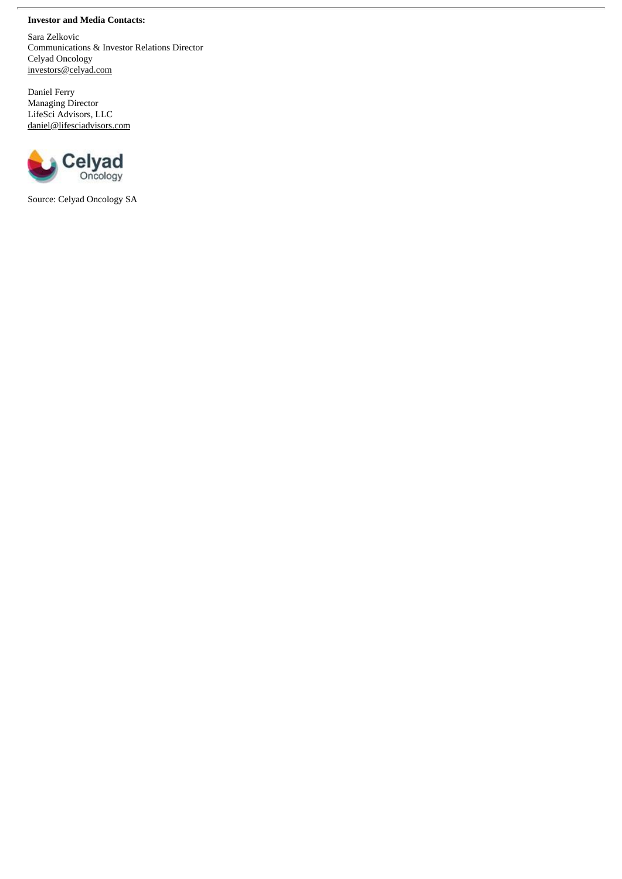**Investor and Media Contacts:**

Sara Zelkovic
Communications & Investor Relations Director
Celyad Oncology
investors@celyad.com

Daniel Ferry
Managing Director
LifeSci Advisors, LLC
daniel@lifesciadvisors.com

Source: Celyad Oncology SA